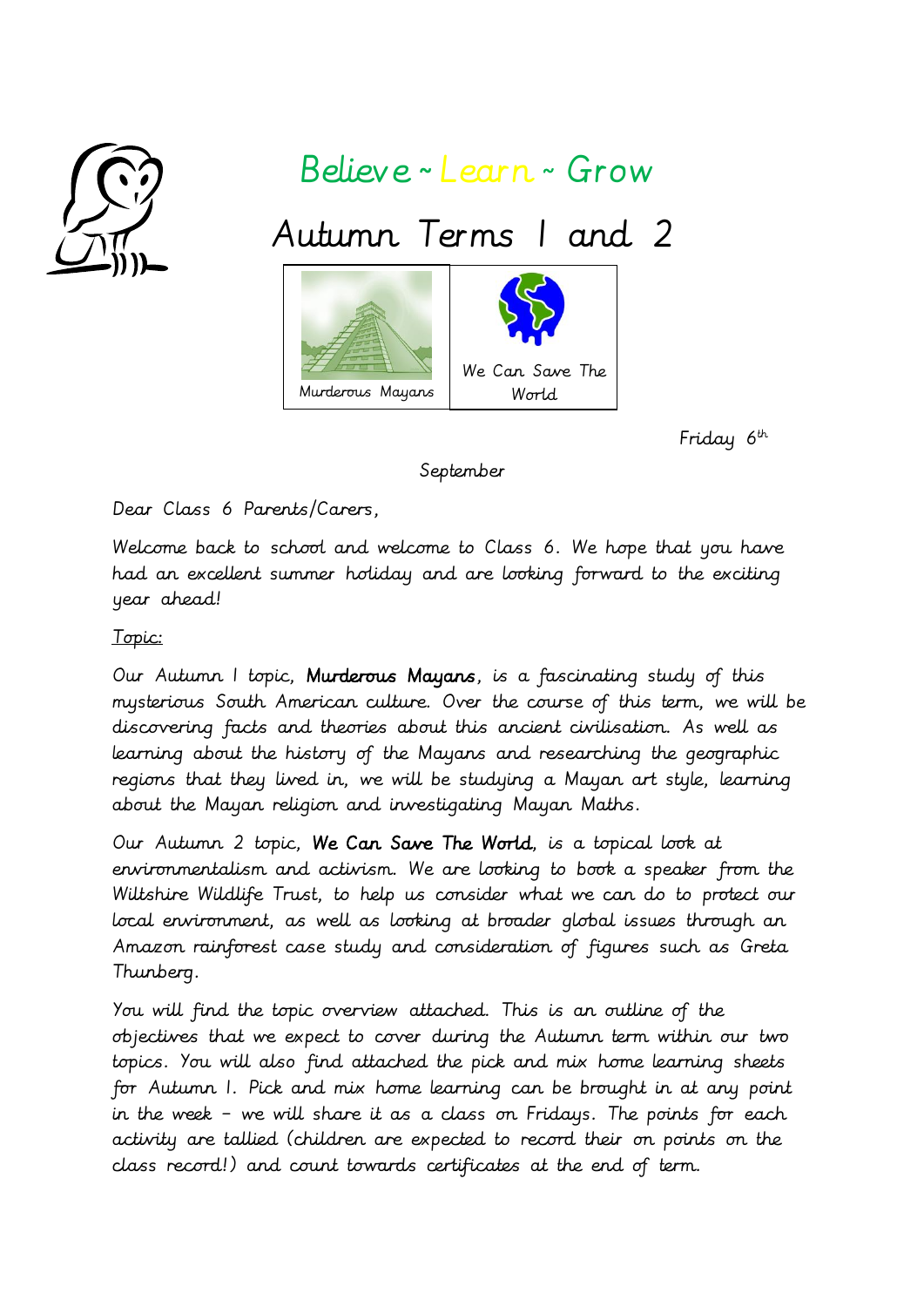# Believe ~ Learn ~ Grow

## Autumn Terms 1 and 2

Murderous Mayans

We Can Save The World

Friday 6th September

Dear Class 6 Parents/Carers,

Welcome back to school and welcome to Class 6. We hope that you have had an excellent summer holiday and are looking forward to the exciting year ahead!

Topic:

Our Autumn 1 topic, **Murderous Mayans**, is a fascinating study of this mysterious South American culture. Over the course of this term, we will be discovering facts and theories about this ancient civilisation. As well as learning about the history of the Mayans and researching the geographic regions that they lived in, we will be studying a Mayan art style, learning about the Mayan religion and investigating Mayan Maths.

Our Autumn 2 topic, **We Can Save The World**, is a topical look at environmentalism and activism. We are looking to book a speaker from the Wiltshire Wildlife Trust, to help us consider what we can do to protect our local environment, as well as looking at broader global issues through an Amazon rainforest case study and consideration of figures such as Greta Thunberg.

You will find the topic overview attached. This is an outline of the objectives that we expect to cover during the Autumn term within our two topics. You will also find attached the pick and mix home learning sheets for Autumn 1. Pick and mix home learning can be brought in at any point in the week – we will share it as a class on Fridays. The points for each activity are tallied (children are expected to record their on points on the class record!) and count towards certificates at the end of term.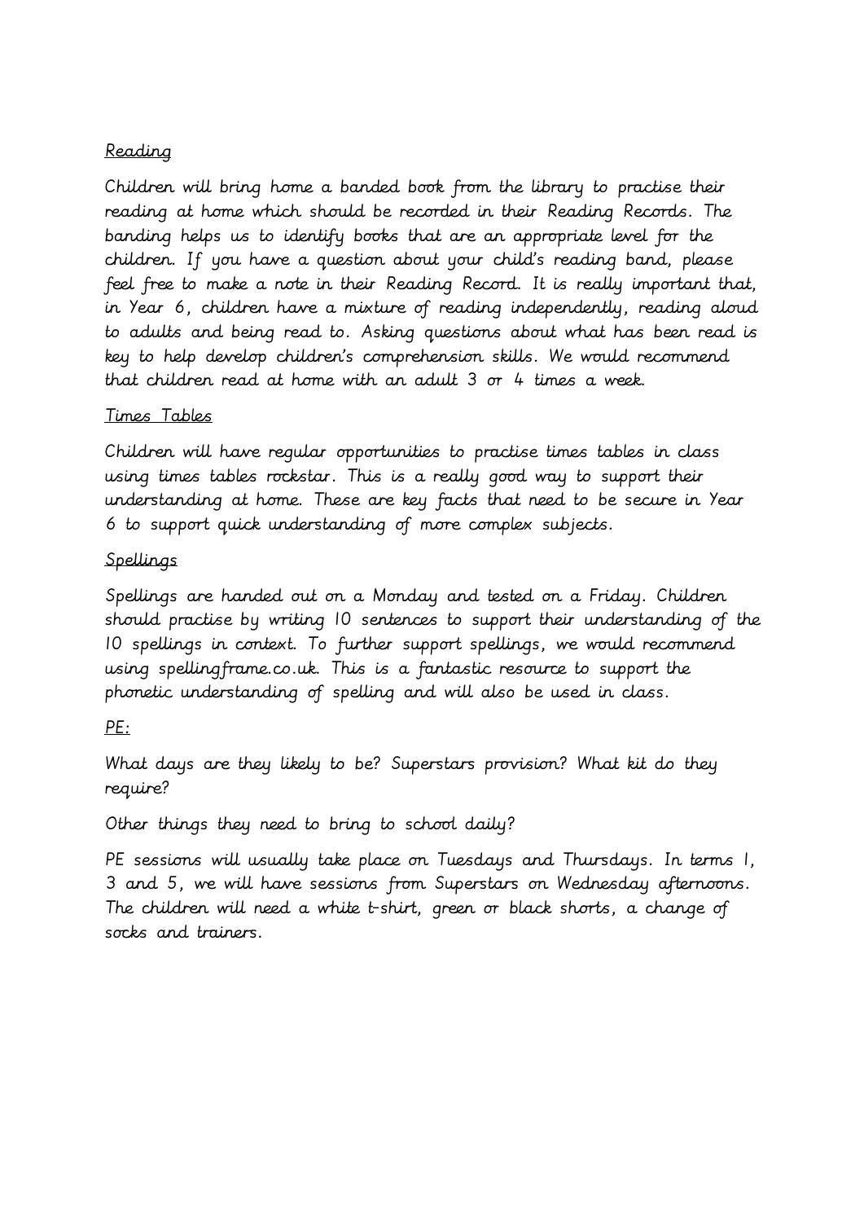<u>Reading</u>

Children will bring home a banded book from the library to practise their reading at home which should be recorded in their Reading Records. The banding helps us to identify books that are an appropriate level for the children. If you have a question about your child's reading band, please feel free to make a note in their Reading Record. It is really important that, in Year 6, children have a mixture of reading independently, reading aloud to adults and being read to. Asking questions about what has been read is key to help develop children's comprehension skills. We would recommend that children read at home with an adult 3 or 4 times a week.

<u>Times Tables</u>

Children will have regular opportunities to practise times tables in class using times tables rockstar. This is a really good way to support their understanding at home. These are key facts that need to be secure in Year 6 to support quick understanding of more complex subjects.

<u>Spellings</u>

Spellings are handed out on a Monday and tested on a Friday. Children should practise by writing 10 sentences to support their understanding of the 10 spellings in context. To further support spellings, we would recommend using spellingframe.co.uk. This is a fantastic resource to support the phonetic understanding of spelling and will also be used in class.

<u>PE:</u>

What days are they likely to be? Superstars provision? What kit do they require?

Other things they need to bring to school daily?

PE sessions will usually take place on Tuesdays and Thursdays. In terms 1, 3 and 5, we will have sessions from Superstars on Wednesday afternoons. The children will need a white t-shirt, green or black shorts, a change of socks and trainers.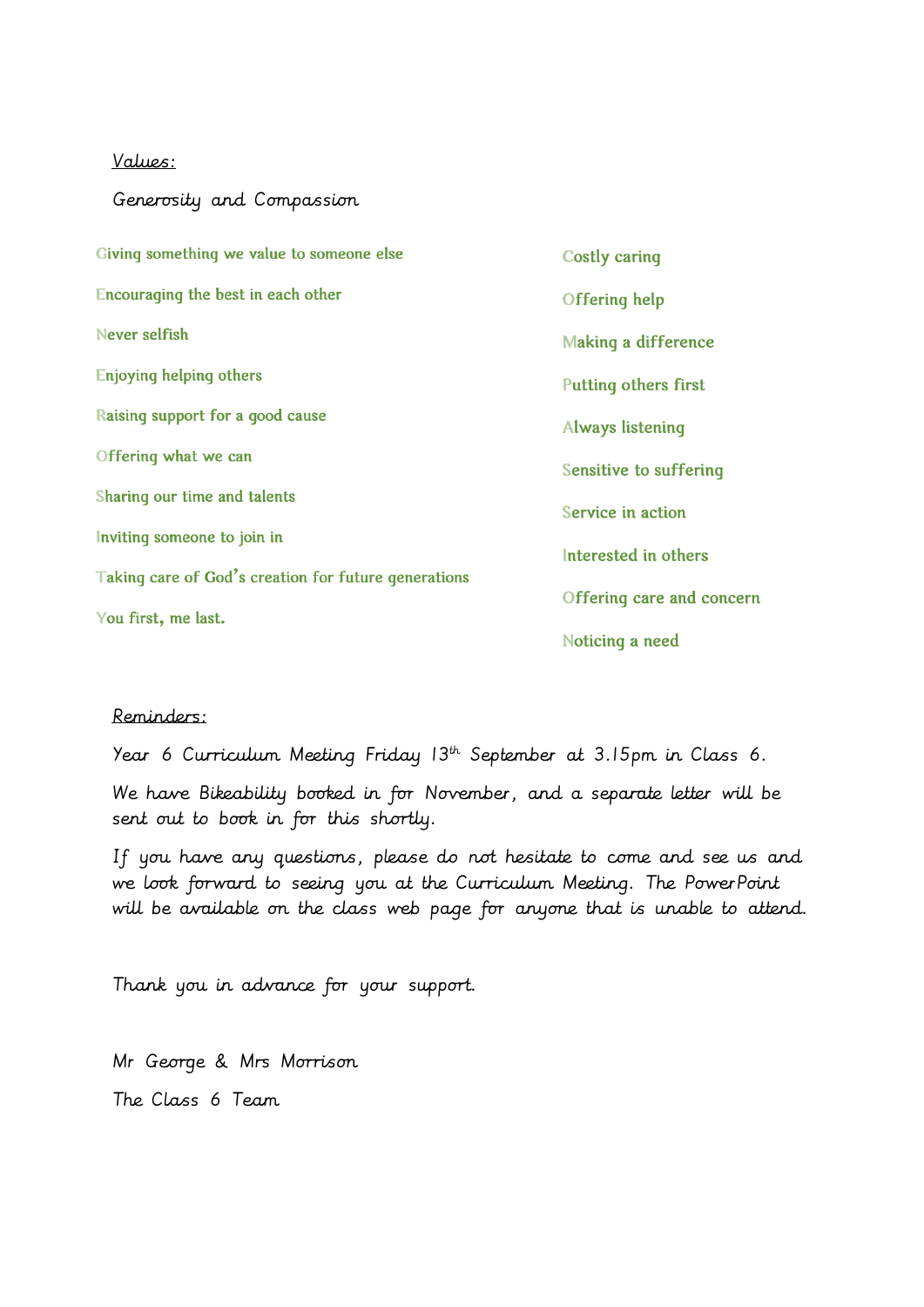Values:

Generosity and Compassion

Giving something we value to someone else

Encouraging the best in each other

Never selfish

Enjoying helping others

Raising support for a good cause

Offering what we can

Sharing our time and talents

Inviting someone to join in

Taking care of God's creation for future generations

You first, me last.

Costly caring

Offering help

Making a difference

Putting others first

Always listening

Sensitive to suffering

Service in action

Interested in others

Offering care and concern

Noticing a need

Reminders:

Year 6 Curriculum Meeting Friday 13th September at 3.15pm in Class 6.

We have Bikeability booked in for November, and a separate letter will be sent out to book in for this shortly.

If you have any questions, please do not hesitate to come and see us and we look forward to seeing you at the Curriculum Meeting. The PowerPoint will be available on the class web page for anyone that is unable to attend.

Thank you in advance for your support.

Mr George & Mrs Morrison

The Class 6 Team